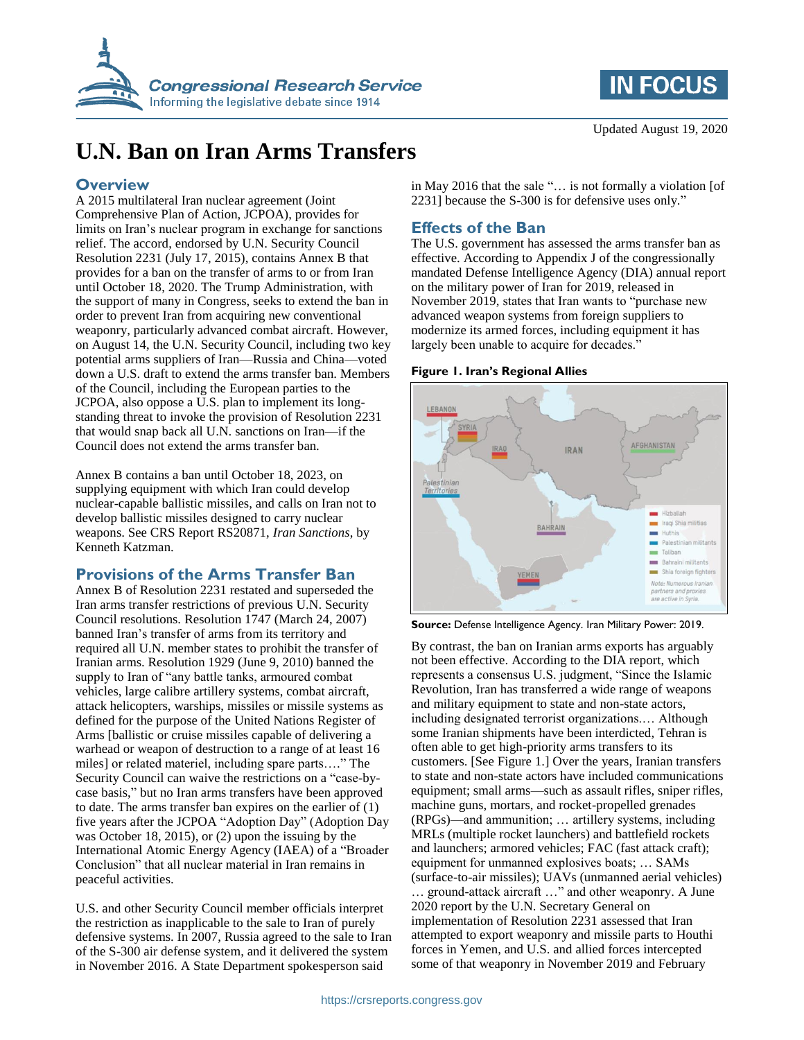# U.N. Ban on Iran Arms Transfers

Updated August 19, 2020

## Overview

A 2015 multilateral Iran nuclear agreement (Joint Comprehensive Plan of Action, JCPOA), provides for limits on Iran's nuclear program in exchange for sanctions relief. The accord, endorsed by U.N. Security Council Resolution 2231 (July 17, 2015), contains Annex B that provides for a ban on the transfer of arms to or from Iran until October 18, 2020. The Trump Administration, with the support of many in Congress, seeks to extend the ban in order to prevent Iran from acquiring new conventional weaponry, particularly advanced combat aircraft. However, on August 14, the U.N. Security Council, including two key potential arms suppliers of Iran—Russia and China—voted down a U.S. draft to extend the arms transfer ban. Members of the Council, including the European parties to the JCPOA, also oppose a U.S. plan to implement its long-standing threat to invoke the provision of Resolution 2231 that would snap back all U.N. sanctions on Iran—if the Council does not extend the arms transfer ban.

Annex B contains a ban until October 18, 2023, on supplying equipment with which Iran could develop nuclear-capable ballistic missiles, and calls on Iran not to develop ballistic missiles designed to carry nuclear weapons. See CRS Report RS20871, *Iran Sanctions*, by Kenneth Katzman.

## Provisions of the Arms Transfer Ban

Annex B of Resolution 2231 restated and superseded the Iran arms transfer restrictions of previous U.N. Security Council resolutions. Resolution 1747 (March 24, 2007) banned Iran's transfer of arms from its territory and required all U.N. member states to prohibit the transfer of Iranian arms. Resolution 1929 (June 9, 2010) banned the supply to Iran of "any battle tanks, armoured combat vehicles, large calibre artillery systems, combat aircraft, attack helicopters, warships, missiles or missile systems as defined for the purpose of the United Nations Register of Arms [ballistic or cruise missiles capable of delivering a warhead or weapon of destruction to a range of at least 16 miles] or related materiel, including spare parts…." The Security Council can waive the restrictions on a "case-by-case basis," but no Iran arms transfers have been approved to date. The arms transfer ban expires on the earlier of (1) five years after the JCPOA "Adoption Day" (Adoption Day was October 18, 2015), or (2) upon the issuing by the International Atomic Energy Agency (IAEA) of a "Broader Conclusion" that all nuclear material in Iran remains in peaceful activities.

U.S. and other Security Council member officials interpret the restriction as inapplicable to the sale to Iran of purely defensive systems. In 2007, Russia agreed to the sale to Iran of the S-300 air defense system, and it delivered the system in November 2016. A State Department spokesperson said in May 2016 that the sale "… is not formally a violation [of 2231] because the S-300 is for defensive uses only."

## Effects of the Ban

The U.S. government has assessed the arms transfer ban as effective. According to Appendix J of the congressionally mandated Defense Intelligence Agency (DIA) annual report on the military power of Iran for 2019, released in November 2019, states that Iran wants to "purchase new advanced weapon systems from foreign suppliers to modernize its armed forces, including equipment it has largely been unable to acquire for decades."

**Figure 1. Iran's Regional Allies**

**Source:** Defense Intelligence Agency. Iran Military Power: 2019.

By contrast, the ban on Iranian arms exports has arguably not been effective. According to the DIA report, which represents a consensus U.S. judgment, "Since the Islamic Revolution, Iran has transferred a wide range of weapons and military equipment to state and non-state actors, including designated terrorist organizations.… Although some Iranian shipments have been interdicted, Tehran is often able to get high-priority arms transfers to its customers. [See Figure 1.] Over the years, Iranian transfers to state and non-state actors have included communications equipment; small arms—such as assault rifles, sniper rifles, machine guns, mortars, and rocket-propelled grenades (RPGs)—and ammunition; … artillery systems, including MRLs (multiple rocket launchers) and battlefield rockets and launchers; armored vehicles; FAC (fast attack craft); equipment for unmanned explosives boats; … SAMs (surface-to-air missiles); UAVs (unmanned aerial vehicles) … ground-attack aircraft …" and other weaponry. A June 2020 report by the U.N. Secretary General on implementation of Resolution 2231 assessed that Iran attempted to export weaponry and missile parts to Houthi forces in Yemen, and U.S. and allied forces intercepted some of that weaponry in November 2019 and February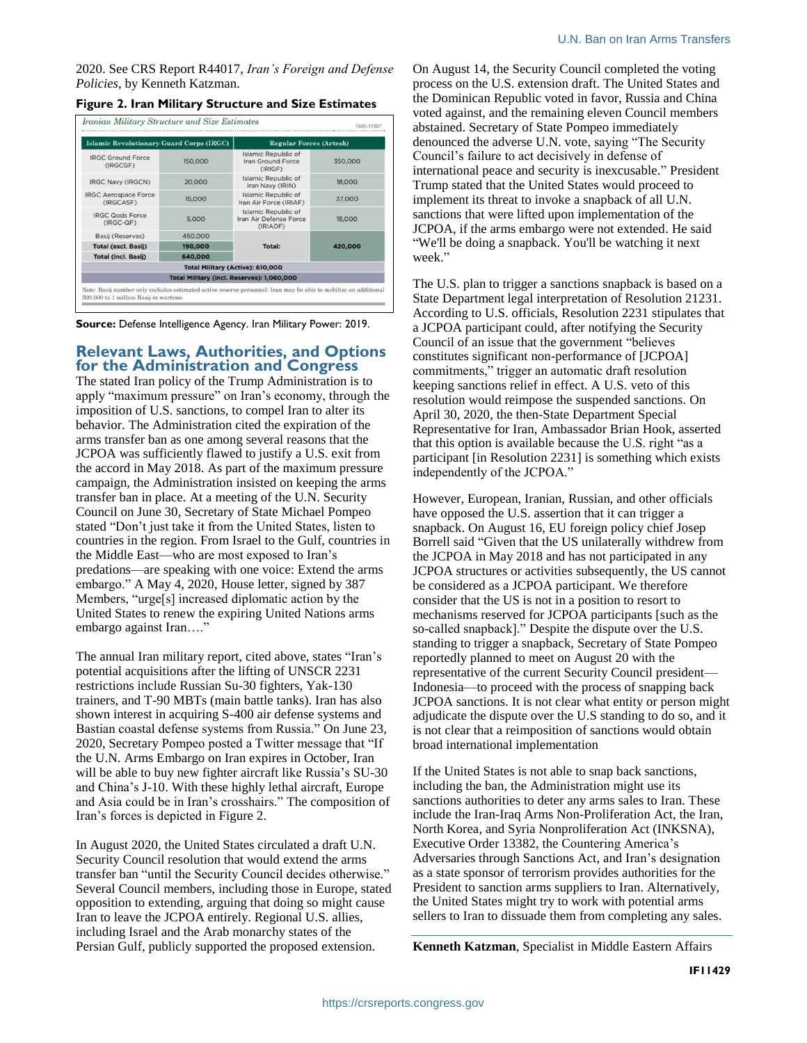2020. See CRS Report R44017, *Iran's Foreign and Defense Policies*, by Kenneth Katzman.

**Figure 2. Iran Military Structure and Size Estimates**

*Iranian Military Structure and Size Estimates*

| Islamic Revolutionary Guard Corps (IRGC) | | Regular Forces (Artesh) | |
|---|---|---|---|
| IRGC Ground Force (IRGCGF) | 150,000 | Islamic Republic of Iran Ground Force (IRIGF) | 350,000 |
| IRGC Navy (IRGCN) | 20,000 | Islamic Republic of Iran Navy (IRIN) | 18,000 |
| IRGC Aerospace Force (IRGCASF) | 15,000 | Islamic Republic of Iran Air Force (IRIAF) | 37,000 |
| IRGC Qods Force (IRGC-QF) | 5,000 | Islamic Republic of Iran Air Defense Force (IRIADF) | 15,000 |
| Basij (Reserves) | 450,000 | Total: | 420,000 |
| Total (excl. Basij) | 190,000 | | |
| Total (incl. Basij) | 640,000 | | |
| Total Military (Active): 610,000 | | | |
| Total Military (incl. Reserves): 1,060,000 | | | |

Note: Basij number only includes estimated active reserve personnel; Iran may be able to mobilize an additional 500,000 to 1 million Basij in wartime.

**Source:** Defense Intelligence Agency. Iran Military Power: 2019.

## Relevant Laws, Authorities, and Options for the Administration and Congress

The stated Iran policy of the Trump Administration is to apply "maximum pressure" on Iran's economy, through the imposition of U.S. sanctions, to compel Iran to alter its behavior. The Administration cited the expiration of the arms transfer ban as one among several reasons that the JCPOA was sufficiently flawed to justify a U.S. exit from the accord in May 2018. As part of the maximum pressure campaign, the Administration insisted on keeping the arms transfer ban in place. At a meeting of the U.N. Security Council on June 30, Secretary of State Michael Pompeo stated "Don't just take it from the United States, listen to countries in the region. From Israel to the Gulf, countries in the Middle East—who are most exposed to Iran's predations—are speaking with one voice: Extend the arms embargo." A May 4, 2020, House letter, signed by 387 Members, "urge[s] increased diplomatic action by the United States to renew the expiring United Nations arms embargo against Iran…."

The annual Iran military report, cited above, states "Iran's potential acquisitions after the lifting of UNSCR 2231 restrictions include Russian Su-30 fighters, Yak-130 trainers, and T-90 MBTs (main battle tanks). Iran has also shown interest in acquiring S-400 air defense systems and Bastian coastal defense systems from Russia." On June 23, 2020, Secretary Pompeo posted a Twitter message that "If the U.N. Arms Embargo on Iran expires in October, Iran will be able to buy new fighter aircraft like Russia's SU-30 and China's J-10. With these highly lethal aircraft, Europe and Asia could be in Iran's crosshairs." The composition of Iran's forces is depicted in Figure 2.

In August 2020, the United States circulated a draft U.N. Security Council resolution that would extend the arms transfer ban "until the Security Council decides otherwise." Several Council members, including those in Europe, stated opposition to extending, arguing that doing so might cause Iran to leave the JCPOA entirely. Regional U.S. allies, including Israel and the Arab monarchy states of the Persian Gulf, publicly supported the proposed extension.

On August 14, the Security Council completed the voting process on the U.S. extension draft. The United States and the Dominican Republic voted in favor, Russia and China voted against, and the remaining eleven Council members abstained. Secretary of State Pompeo immediately denounced the adverse U.N. vote, saying "The Security Council's failure to act decisively in defense of international peace and security is inexcusable." President Trump stated that the United States would proceed to implement its threat to invoke a snapback of all U.N. sanctions that were lifted upon implementation of the JCPOA, if the arms embargo were not extended. He said "We'll be doing a snapback. You'll be watching it next week."

The U.S. plan to trigger a sanctions snapback is based on a State Department legal interpretation of Resolution 21231. According to U.S. officials, Resolution 2231 stipulates that a JCPOA participant could, after notifying the Security Council of an issue that the government "believes constitutes significant non-performance of [JCPOA] commitments," trigger an automatic draft resolution keeping sanctions relief in effect. A U.S. veto of this resolution would reimpose the suspended sanctions. On April 30, 2020, the then-State Department Special Representative for Iran, Ambassador Brian Hook, asserted that this option is available because the U.S. right "as a participant [in Resolution 2231] is something which exists independently of the JCPOA."

However, European, Iranian, Russian, and other officials have opposed the U.S. assertion that it can trigger a snapback. On August 16, EU foreign policy chief Josep Borrell said "Given that the US unilaterally withdrew from the JCPOA in May 2018 and has not participated in any JCPOA structures or activities subsequently, the US cannot be considered as a JCPOA participant. We therefore consider that the US is not in a position to resort to mechanisms reserved for JCPOA participants [such as the so-called snapback]." Despite the dispute over the U.S. standing to trigger a snapback, Secretary of State Pompeo reportedly planned to meet on August 20 with the representative of the current Security Council president—Indonesia—to proceed with the process of snapping back JCPOA sanctions. It is not clear what entity or person might adjudicate the dispute over the U.S standing to do so, and it is not clear that a reimposition of sanctions would obtain broad international implementation

If the United States is not able to snap back sanctions, including the ban, the Administration might use its sanctions authorities to deter any arms sales to Iran. These include the Iran-Iraq Arms Non-Proliferation Act, the Iran, North Korea, and Syria Nonproliferation Act (INKSNA), Executive Order 13382, the Countering America's Adversaries through Sanctions Act, and Iran's designation as a state sponsor of terrorism provides authorities for the President to sanction arms suppliers to Iran. Alternatively, the United States might try to work with potential arms sellers to Iran to dissuade them from completing any sales.

**Kenneth Katzman**, Specialist in Middle Eastern Affairs

**IF11429**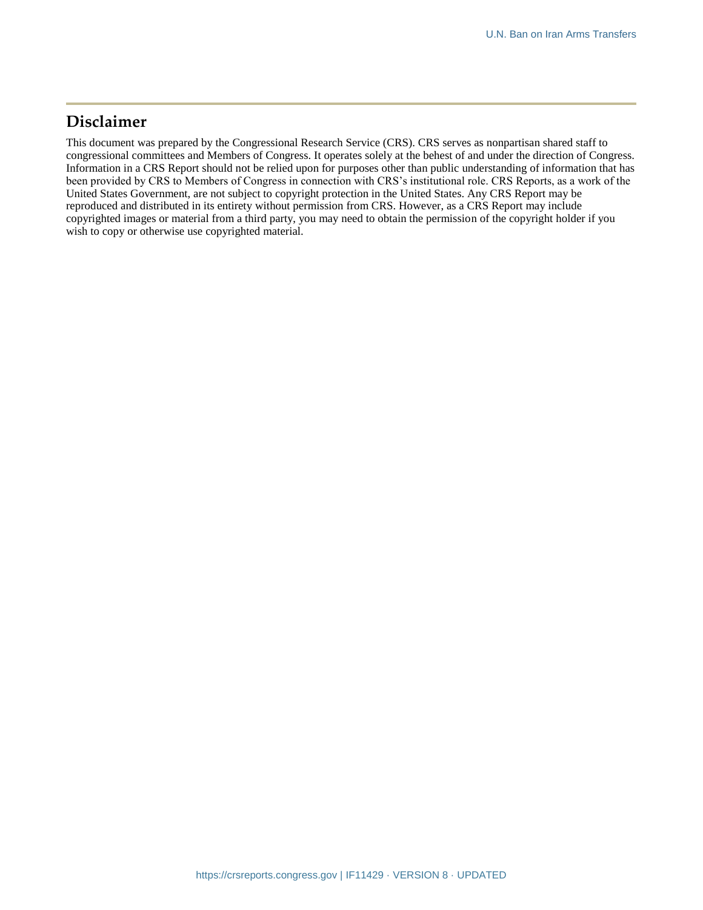## Disclaimer

This document was prepared by the Congressional Research Service (CRS). CRS serves as nonpartisan shared staff to congressional committees and Members of Congress. It operates solely at the behest of and under the direction of Congress. Information in a CRS Report should not be relied upon for purposes other than public understanding of information that has been provided by CRS to Members of Congress in connection with CRS's institutional role. CRS Reports, as a work of the United States Government, are not subject to copyright protection in the United States. Any CRS Report may be reproduced and distributed in its entirety without permission from CRS. However, as a CRS Report may include copyrighted images or material from a third party, you may need to obtain the permission of the copyright holder if you wish to copy or otherwise use copyrighted material.